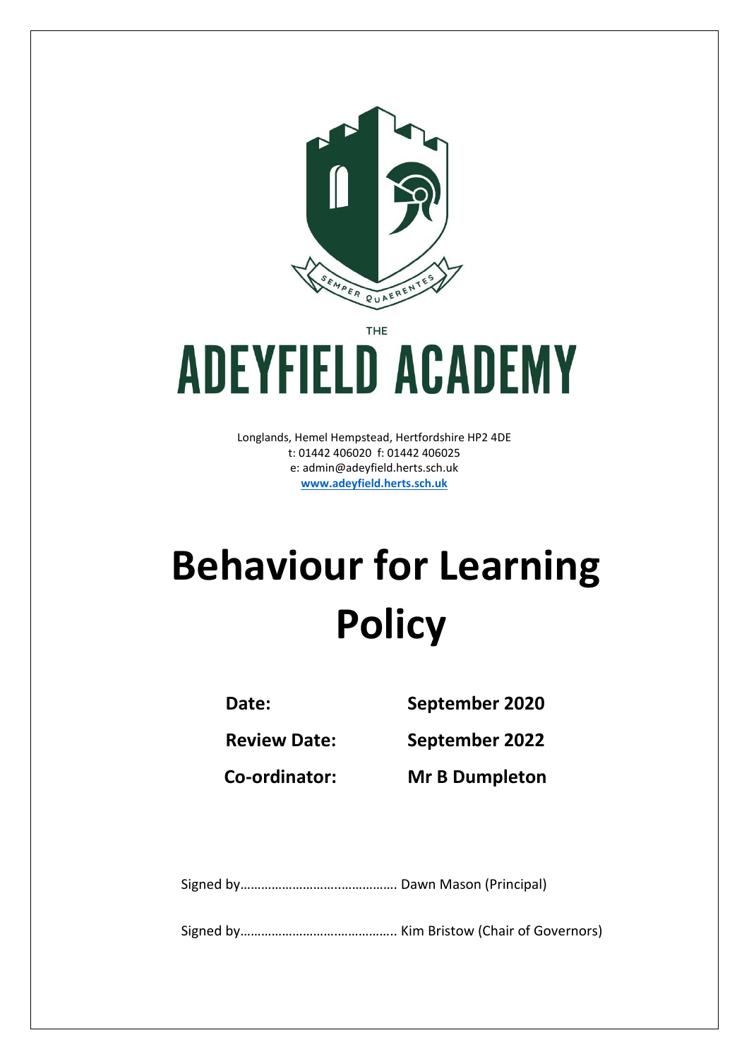THE

# ADEYFIELD ACADEMY

Longlands, Hemel Hempstead, Hertfordshire HP2 4DE
t: 01442 406020 f: 01442 406025
e: admin@adeyfield.herts.sch.uk
**www.adeyfield.herts.sch.uk**

# Behaviour for Learning Policy

| | |
|---|---|
| **Date:** | **September 2020** |
| **Review Date:** | **September 2022** |
| **Co-ordinator:** | **Mr B Dumpleton** |

Signed by……………………….…………… Dawn Mason (Principal)

Signed by…………………………………….. Kim Bristow (Chair of Governors)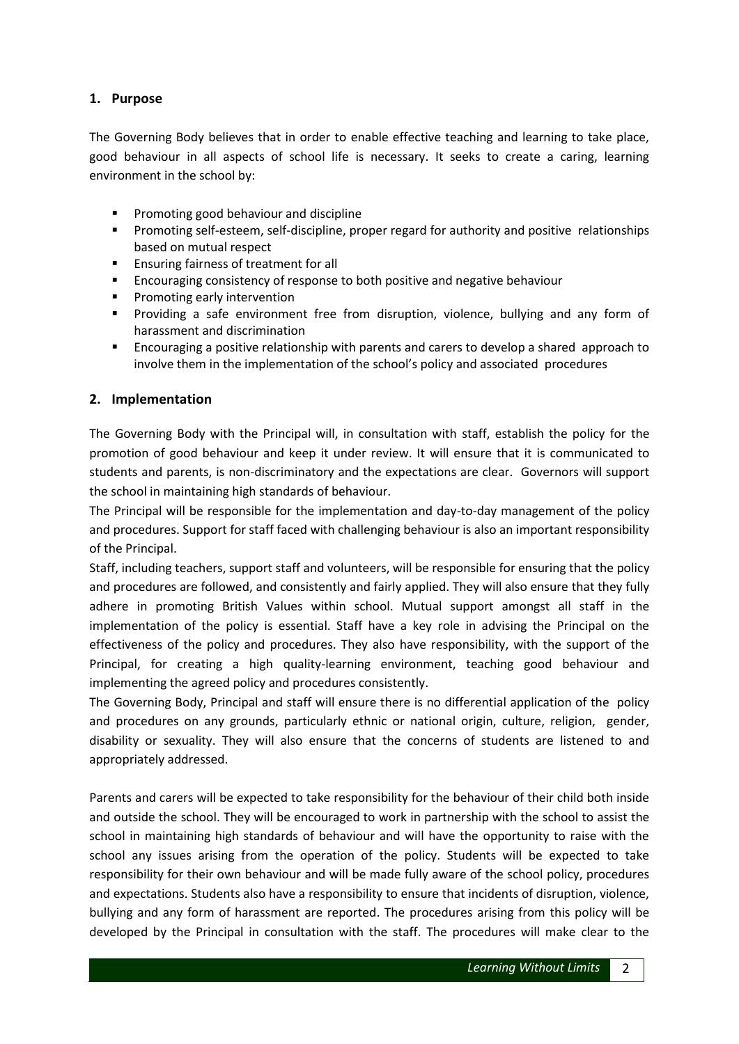## 1. Purpose

The Governing Body believes that in order to enable effective teaching and learning to take place, good behaviour in all aspects of school life is necessary. It seeks to create a caring, learning environment in the school by:

- Promoting good behaviour and discipline
- Promoting self-esteem, self-discipline, proper regard for authority and positive relationships based on mutual respect
- Ensuring fairness of treatment for all
- Encouraging consistency of response to both positive and negative behaviour
- Promoting early intervention
- Providing a safe environment free from disruption, violence, bullying and any form of harassment and discrimination
- Encouraging a positive relationship with parents and carers to develop a shared approach to involve them in the implementation of the school's policy and associated procedures

## 2. Implementation

The Governing Body with the Principal will, in consultation with staff, establish the policy for the promotion of good behaviour and keep it under review. It will ensure that it is communicated to students and parents, is non-discriminatory and the expectations are clear. Governors will support the school in maintaining high standards of behaviour.

The Principal will be responsible for the implementation and day-to-day management of the policy and procedures. Support for staff faced with challenging behaviour is also an important responsibility of the Principal.

Staff, including teachers, support staff and volunteers, will be responsible for ensuring that the policy and procedures are followed, and consistently and fairly applied. They will also ensure that they fully adhere in promoting British Values within school. Mutual support amongst all staff in the implementation of the policy is essential. Staff have a key role in advising the Principal on the effectiveness of the policy and procedures. They also have responsibility, with the support of the Principal, for creating a high quality-learning environment, teaching good behaviour and implementing the agreed policy and procedures consistently.

The Governing Body, Principal and staff will ensure there is no differential application of the policy and procedures on any grounds, particularly ethnic or national origin, culture, religion, gender, disability or sexuality. They will also ensure that the concerns of students are listened to and appropriately addressed.

Parents and carers will be expected to take responsibility for the behaviour of their child both inside and outside the school. They will be encouraged to work in partnership with the school to assist the school in maintaining high standards of behaviour and will have the opportunity to raise with the school any issues arising from the operation of the policy. Students will be expected to take responsibility for their own behaviour and will be made fully aware of the school policy, procedures and expectations. Students also have a responsibility to ensure that incidents of disruption, violence, bullying and any form of harassment are reported. The procedures arising from this policy will be developed by the Principal in consultation with the staff. The procedures will make clear to the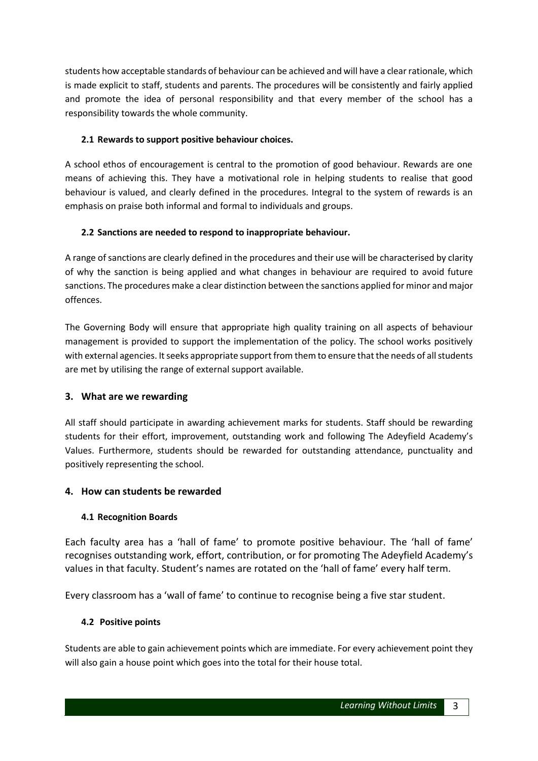students how acceptable standards of behaviour can be achieved and will have a clear rationale, which is made explicit to staff, students and parents. The procedures will be consistently and fairly applied and promote the idea of personal responsibility and that every member of the school has a responsibility towards the whole community.

### 2.1 Rewards to support positive behaviour choices.

A school ethos of encouragement is central to the promotion of good behaviour. Rewards are one means of achieving this. They have a motivational role in helping students to realise that good behaviour is valued, and clearly defined in the procedures. Integral to the system of rewards is an emphasis on praise both informal and formal to individuals and groups.

### 2.2 Sanctions are needed to respond to inappropriate behaviour.

A range of sanctions are clearly defined in the procedures and their use will be characterised by clarity of why the sanction is being applied and what changes in behaviour are required to avoid future sanctions. The procedures make a clear distinction between the sanctions applied for minor and major offences.

The Governing Body will ensure that appropriate high quality training on all aspects of behaviour management is provided to support the implementation of the policy. The school works positively with external agencies. It seeks appropriate support from them to ensure that the needs of all students are met by utilising the range of external support available.

## 3. What are we rewarding

All staff should participate in awarding achievement marks for students. Staff should be rewarding students for their effort, improvement, outstanding work and following The Adeyfield Academy's Values. Furthermore, students should be rewarded for outstanding attendance, punctuality and positively representing the school.

## 4. How can students be rewarded

### 4.1 Recognition Boards

Each faculty area has a 'hall of fame' to promote positive behaviour. The 'hall of fame' recognises outstanding work, effort, contribution, or for promoting The Adeyfield Academy's values in that faculty. Student's names are rotated on the 'hall of fame' every half term.

Every classroom has a 'wall of fame' to continue to recognise being a five star student.

### 4.2 Positive points

Students are able to gain achievement points which are immediate. For every achievement point they will also gain a house point which goes into the total for their house total.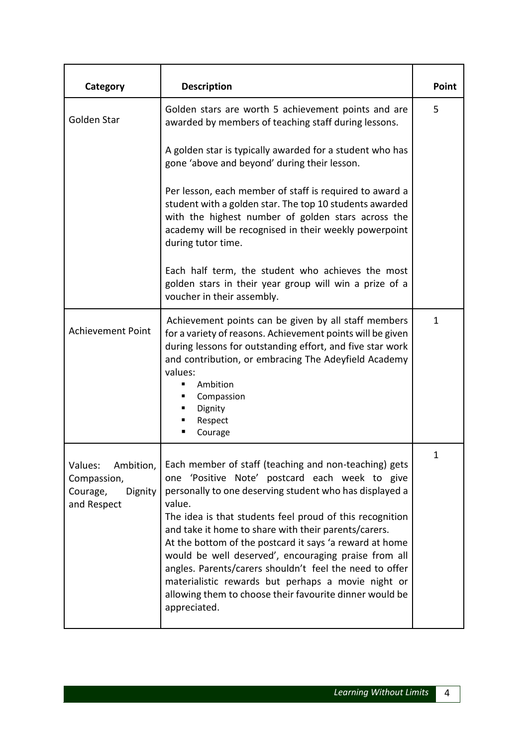| Category | Description | Point |
|---|---|---|
| Golden Star | Golden stars are worth 5 achievement points and are awarded by members of teaching staff during lessons.<br><br>A golden star is typically awarded for a student who has gone 'above and beyond' during their lesson.<br><br>Per lesson, each member of staff is required to award a student with a golden star. The top 10 students awarded with the highest number of golden stars across the academy will be recognised in their weekly powerpoint during tutor time.<br><br>Each half term, the student who achieves the most golden stars in their year group will win a prize of a voucher in their assembly. | 5 |
| Achievement Point | Achievement points can be given by all staff members for a variety of reasons. Achievement points will be given during lessons for outstanding effort, and five star work and contribution, or embracing The Adeyfield Academy values:<br>▪ Ambition<br>▪ Compassion<br>▪ Dignity<br>▪ Respect<br>▪ Courage | 1 |
| Values: Ambition, Compassion, Courage, Dignity and Respect | Each member of staff (teaching and non-teaching) gets one 'Positive Note' postcard each week to give personally to one deserving student who has displayed a value.<br>The idea is that students feel proud of this recognition and take it home to share with their parents/carers.<br>At the bottom of the postcard it says 'a reward at home would be well deserved', encouraging praise from all angles. Parents/carers shouldn't feel the need to offer materialistic rewards but perhaps a movie night or allowing them to choose their favourite dinner would be appreciated. | 1 |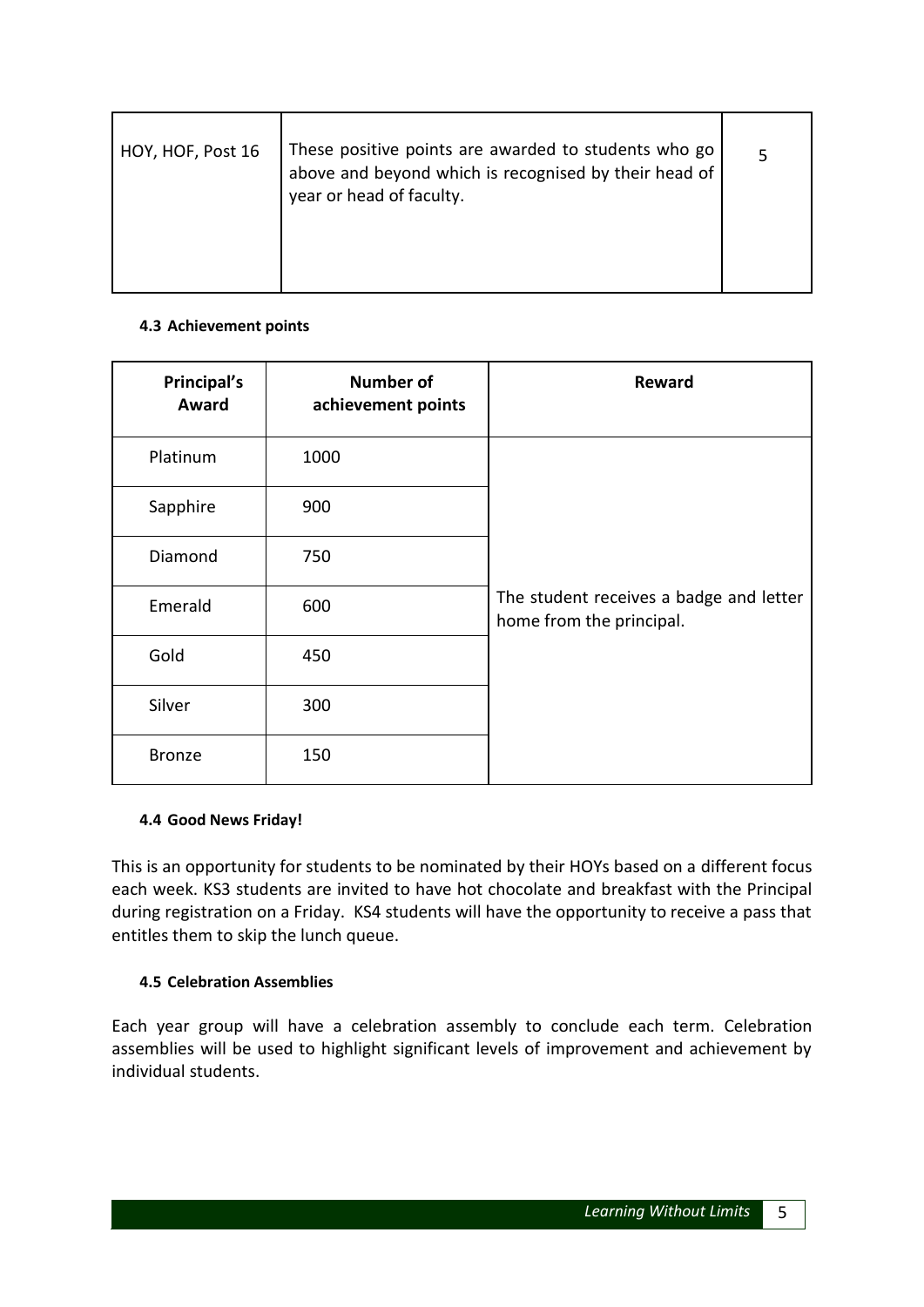| HOY, HOF, Post 16 | These positive points are awarded to students who go above and beyond which is recognised by their head of year or head of faculty. | 5 |
|---|---|---|

#### 4.3 Achievement points

| Principal's Award | Number of achievement points | Reward |
|---|---|---|
| Platinum | 1000 | The student receives a badge and letter home from the principal. |
| Sapphire | 900 | |
| Diamond | 750 | |
| Emerald | 600 | |
| Gold | 450 | |
| Silver | 300 | |
| Bronze | 150 | |

#### 4.4 Good News Friday!

This is an opportunity for students to be nominated by their HOYs based on a different focus each week. KS3 students are invited to have hot chocolate and breakfast with the Principal during registration on a Friday. KS4 students will have the opportunity to receive a pass that entitles them to skip the lunch queue.

#### 4.5 Celebration Assemblies

Each year group will have a celebration assembly to conclude each term. Celebration assemblies will be used to highlight significant levels of improvement and achievement by individual students.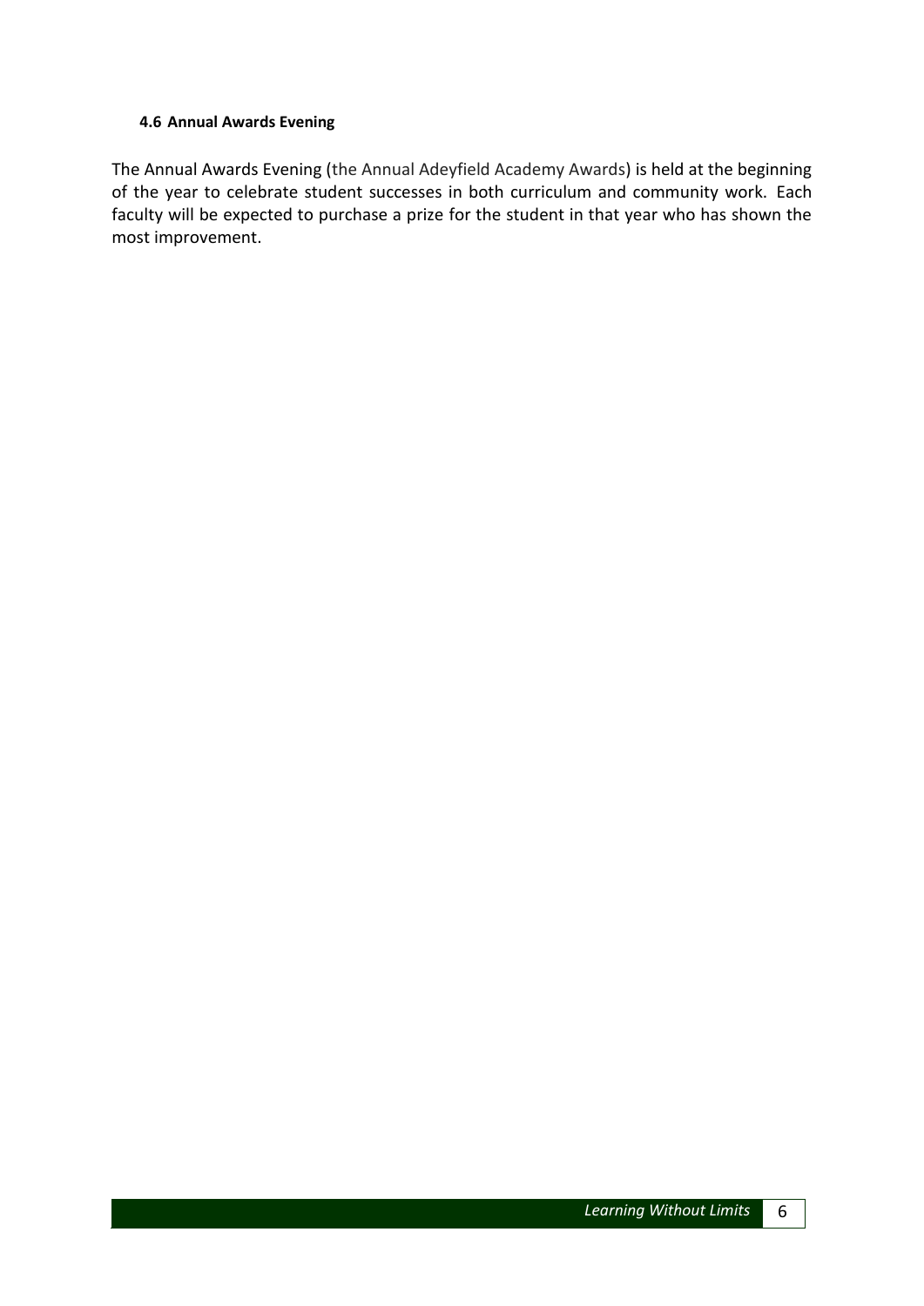#### 4.6 Annual Awards Evening

The Annual Awards Evening (the Annual Adeyfield Academy Awards) is held at the beginning of the year to celebrate student successes in both curriculum and community work. Each faculty will be expected to purchase a prize for the student in that year who has shown the most improvement.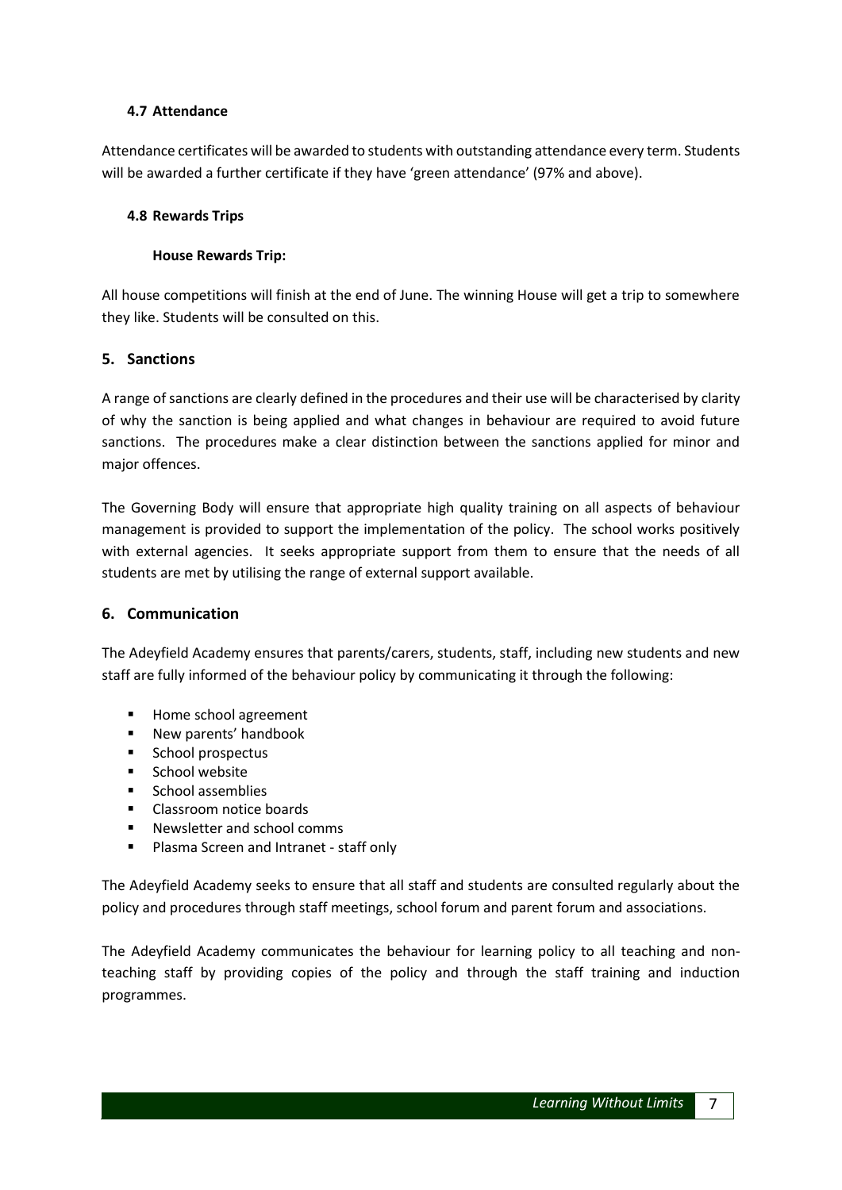### 4.7 Attendance

Attendance certificates will be awarded to students with outstanding attendance every term. Students will be awarded a further certificate if they have 'green attendance' (97% and above).

### 4.8 Rewards Trips

**House Rewards Trip:**

All house competitions will finish at the end of June. The winning House will get a trip to somewhere they like. Students will be consulted on this.

## 5. Sanctions

A range of sanctions are clearly defined in the procedures and their use will be characterised by clarity of why the sanction is being applied and what changes in behaviour are required to avoid future sanctions. The procedures make a clear distinction between the sanctions applied for minor and major offences.

The Governing Body will ensure that appropriate high quality training on all aspects of behaviour management is provided to support the implementation of the policy. The school works positively with external agencies. It seeks appropriate support from them to ensure that the needs of all students are met by utilising the range of external support available.

## 6. Communication

The Adeyfield Academy ensures that parents/carers, students, staff, including new students and new staff are fully informed of the behaviour policy by communicating it through the following:

- Home school agreement
- New parents' handbook
- School prospectus
- School website
- School assemblies
- Classroom notice boards
- Newsletter and school comms
- Plasma Screen and Intranet - staff only

The Adeyfield Academy seeks to ensure that all staff and students are consulted regularly about the policy and procedures through staff meetings, school forum and parent forum and associations.

The Adeyfield Academy communicates the behaviour for learning policy to all teaching and non-teaching staff by providing copies of the policy and through the staff training and induction programmes.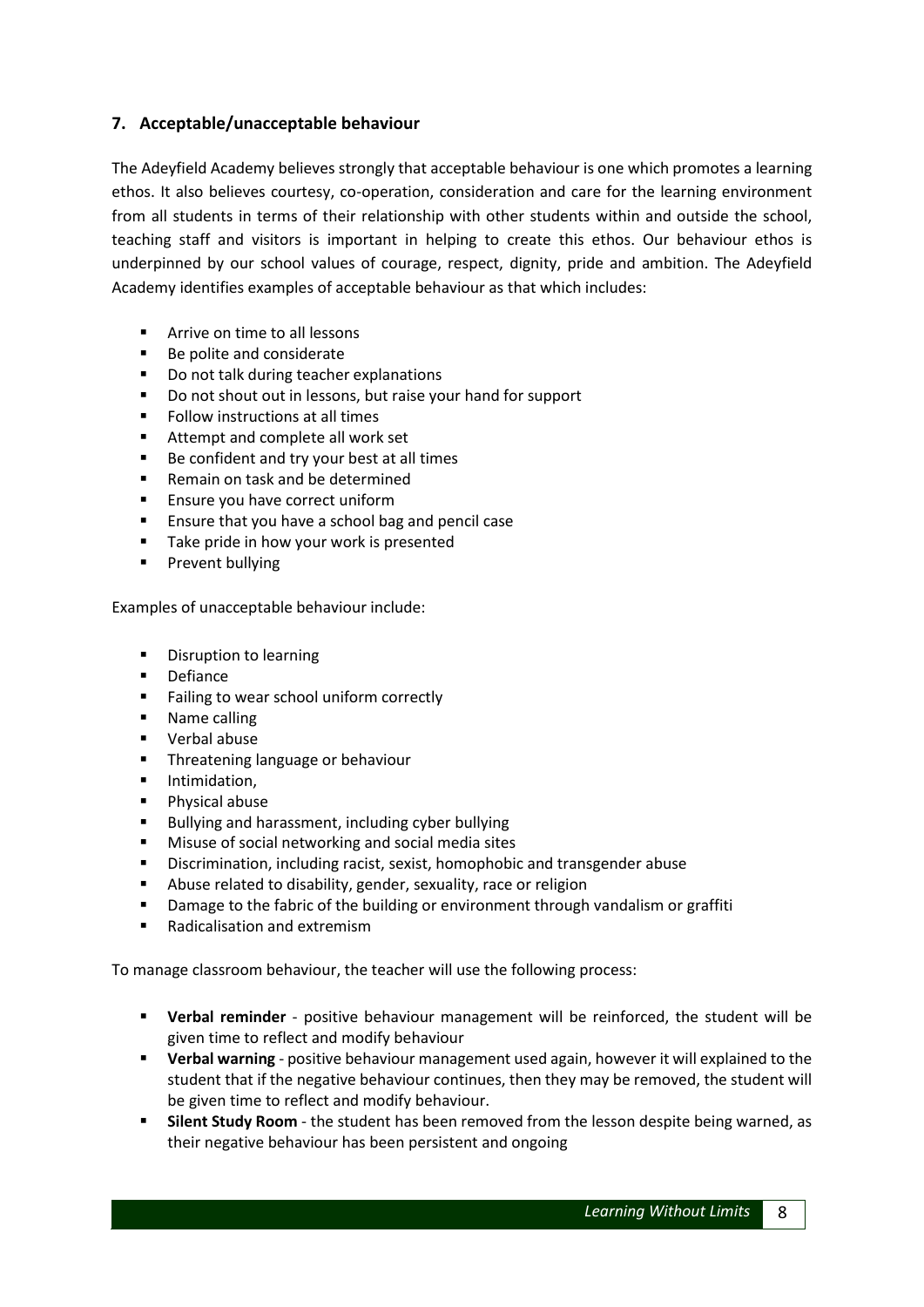## 7. Acceptable/unacceptable behaviour

The Adeyfield Academy believes strongly that acceptable behaviour is one which promotes a learning ethos. It also believes courtesy, co-operation, consideration and care for the learning environment from all students in terms of their relationship with other students within and outside the school, teaching staff and visitors is important in helping to create this ethos. Our behaviour ethos is underpinned by our school values of courage, respect, dignity, pride and ambition. The Adeyfield Academy identifies examples of acceptable behaviour as that which includes:

- Arrive on time to all lessons
- Be polite and considerate
- Do not talk during teacher explanations
- Do not shout out in lessons, but raise your hand for support
- Follow instructions at all times
- Attempt and complete all work set
- Be confident and try your best at all times
- Remain on task and be determined
- Ensure you have correct uniform
- Ensure that you have a school bag and pencil case
- Take pride in how your work is presented
- Prevent bullying

Examples of unacceptable behaviour include:

- Disruption to learning
- Defiance
- Failing to wear school uniform correctly
- Name calling
- Verbal abuse
- Threatening language or behaviour
- Intimidation,
- Physical abuse
- Bullying and harassment, including cyber bullying
- Misuse of social networking and social media sites
- Discrimination, including racist, sexist, homophobic and transgender abuse
- Abuse related to disability, gender, sexuality, race or religion
- Damage to the fabric of the building or environment through vandalism or graffiti
- Radicalisation and extremism

To manage classroom behaviour, the teacher will use the following process:

- **Verbal reminder** - positive behaviour management will be reinforced, the student will be given time to reflect and modify behaviour
- **Verbal warning** - positive behaviour management used again, however it will explained to the student that if the negative behaviour continues, then they may be removed, the student will be given time to reflect and modify behaviour.
- **Silent Study Room** - the student has been removed from the lesson despite being warned, as their negative behaviour has been persistent and ongoing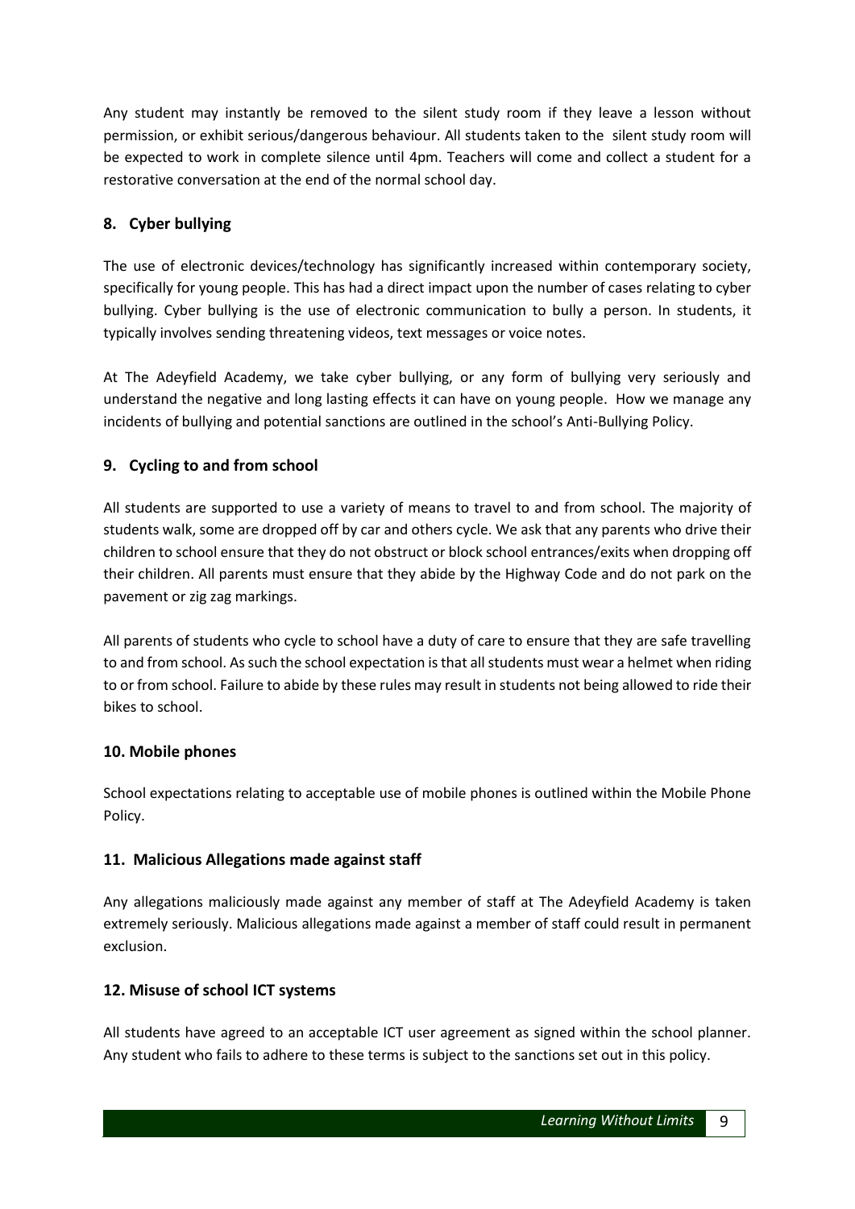Any student may instantly be removed to the silent study room if they leave a lesson without permission, or exhibit serious/dangerous behaviour. All students taken to the silent study room will be expected to work in complete silence until 4pm. Teachers will come and collect a student for a restorative conversation at the end of the normal school day.

## 8. Cyber bullying

The use of electronic devices/technology has significantly increased within contemporary society, specifically for young people. This has had a direct impact upon the number of cases relating to cyber bullying. Cyber bullying is the use of electronic communication to bully a person. In students, it typically involves sending threatening videos, text messages or voice notes.

At The Adeyfield Academy, we take cyber bullying, or any form of bullying very seriously and understand the negative and long lasting effects it can have on young people. How we manage any incidents of bullying and potential sanctions are outlined in the school's Anti-Bullying Policy.

## 9. Cycling to and from school

All students are supported to use a variety of means to travel to and from school. The majority of students walk, some are dropped off by car and others cycle. We ask that any parents who drive their children to school ensure that they do not obstruct or block school entrances/exits when dropping off their children. All parents must ensure that they abide by the Highway Code and do not park on the pavement or zig zag markings.

All parents of students who cycle to school have a duty of care to ensure that they are safe travelling to and from school. As such the school expectation is that all students must wear a helmet when riding to or from school. Failure to abide by these rules may result in students not being allowed to ride their bikes to school.

## 10. Mobile phones

School expectations relating to acceptable use of mobile phones is outlined within the Mobile Phone Policy.

## 11. Malicious Allegations made against staff

Any allegations maliciously made against any member of staff at The Adeyfield Academy is taken extremely seriously. Malicious allegations made against a member of staff could result in permanent exclusion.

## 12. Misuse of school ICT systems

All students have agreed to an acceptable ICT user agreement as signed within the school planner. Any student who fails to adhere to these terms is subject to the sanctions set out in this policy.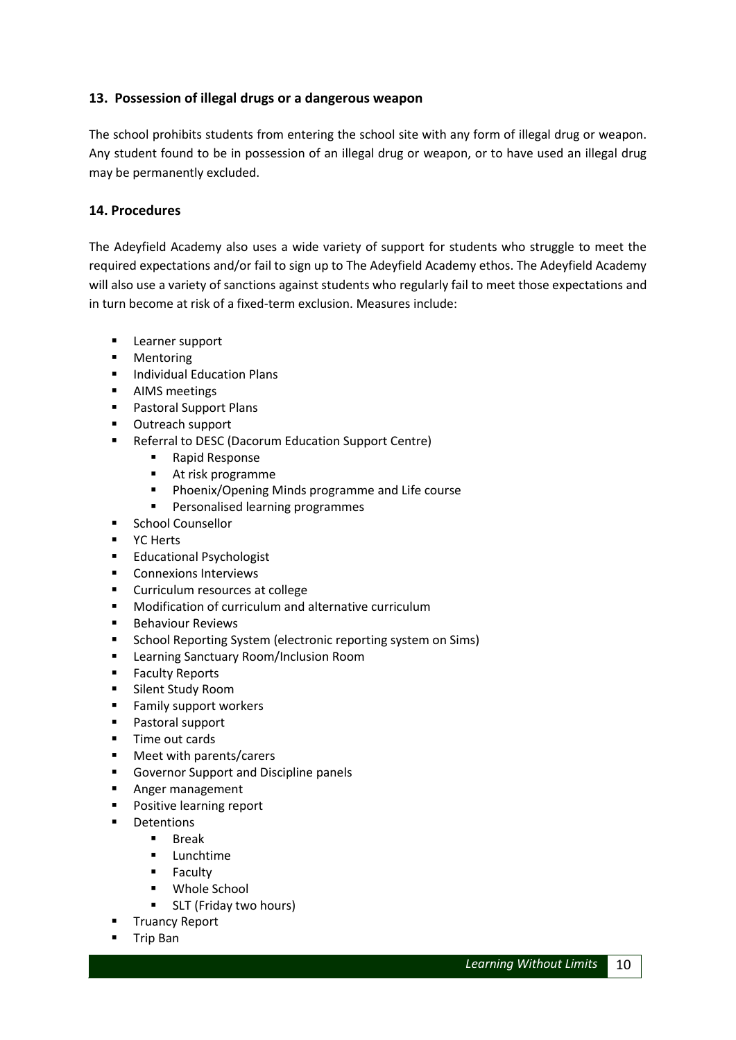## 13. Possession of illegal drugs or a dangerous weapon

The school prohibits students from entering the school site with any form of illegal drug or weapon. Any student found to be in possession of an illegal drug or weapon, or to have used an illegal drug may be permanently excluded.

## 14. Procedures

The Adeyfield Academy also uses a wide variety of support for students who struggle to meet the required expectations and/or fail to sign up to The Adeyfield Academy ethos. The Adeyfield Academy will also use a variety of sanctions against students who regularly fail to meet those expectations and in turn become at risk of a fixed-term exclusion. Measures include:

- Learner support
- Mentoring
- Individual Education Plans
- AIMS meetings
- Pastoral Support Plans
- Outreach support
- Referral to DESC (Dacorum Education Support Centre)
  - Rapid Response
  - At risk programme
  - Phoenix/Opening Minds programme and Life course
  - Personalised learning programmes
- School Counsellor
- YC Herts
- Educational Psychologist
- Connexions Interviews
- Curriculum resources at college
- Modification of curriculum and alternative curriculum
- Behaviour Reviews
- School Reporting System (electronic reporting system on Sims)
- Learning Sanctuary Room/Inclusion Room
- Faculty Reports
- Silent Study Room
- Family support workers
- Pastoral support
- Time out cards
- Meet with parents/carers
- Governor Support and Discipline panels
- Anger management
- Positive learning report
- Detentions
  - Break
  - Lunchtime
  - Faculty
  - Whole School
  - SLT (Friday two hours)
- Truancy Report
- Trip Ban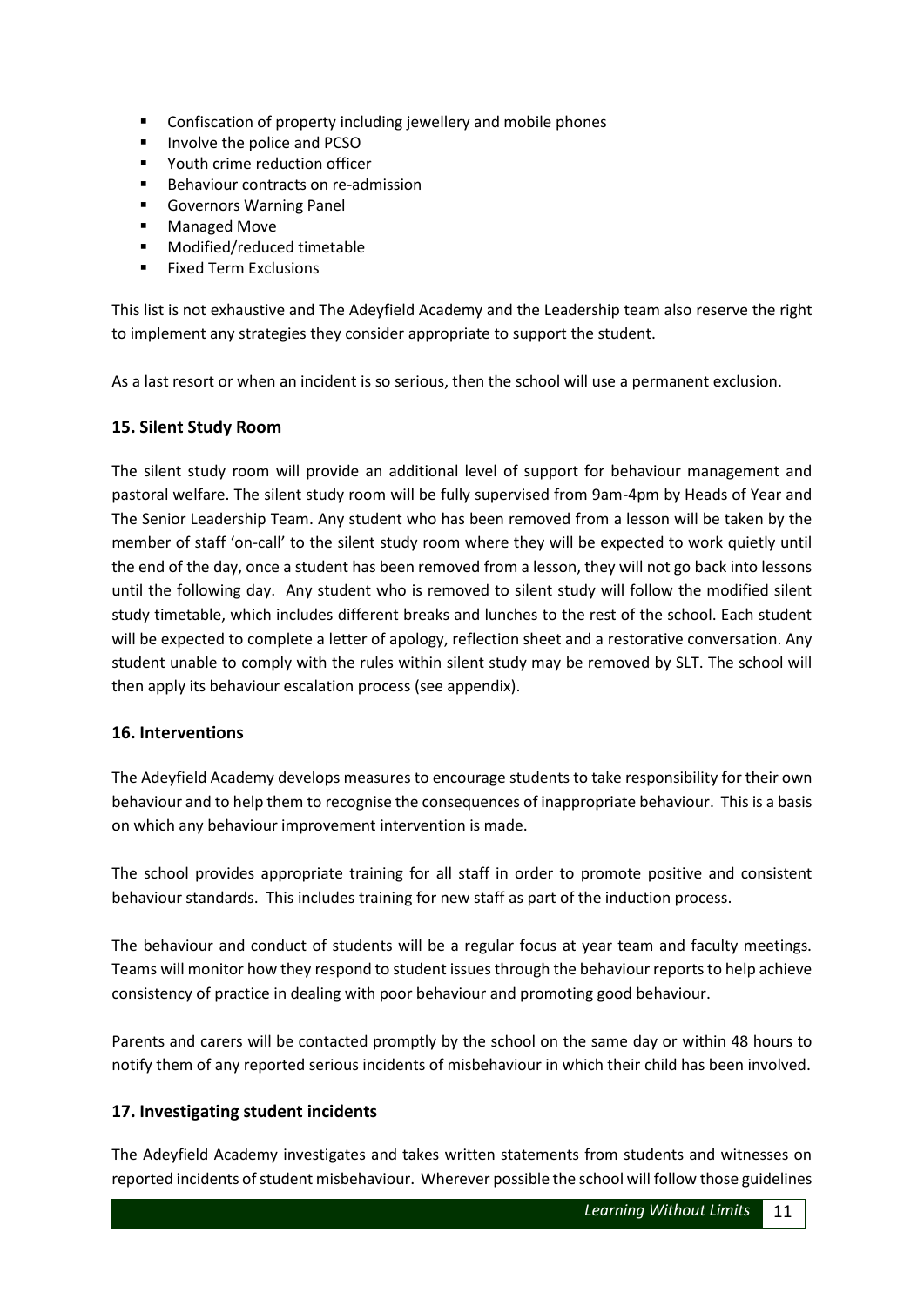- Confiscation of property including jewellery and mobile phones
- Involve the police and PCSO
- Youth crime reduction officer
- Behaviour contracts on re-admission
- Governors Warning Panel
- Managed Move
- Modified/reduced timetable
- Fixed Term Exclusions

This list is not exhaustive and The Adeyfield Academy and the Leadership team also reserve the right to implement any strategies they consider appropriate to support the student.

As a last resort or when an incident is so serious, then the school will use a permanent exclusion.

## 15. Silent Study Room

The silent study room will provide an additional level of support for behaviour management and pastoral welfare. The silent study room will be fully supervised from 9am-4pm by Heads of Year and The Senior Leadership Team. Any student who has been removed from a lesson will be taken by the member of staff 'on-call' to the silent study room where they will be expected to work quietly until the end of the day, once a student has been removed from a lesson, they will not go back into lessons until the following day. Any student who is removed to silent study will follow the modified silent study timetable, which includes different breaks and lunches to the rest of the school. Each student will be expected to complete a letter of apology, reflection sheet and a restorative conversation. Any student unable to comply with the rules within silent study may be removed by SLT. The school will then apply its behaviour escalation process (see appendix).

## 16. Interventions

The Adeyfield Academy develops measures to encourage students to take responsibility for their own behaviour and to help them to recognise the consequences of inappropriate behaviour. This is a basis on which any behaviour improvement intervention is made.

The school provides appropriate training for all staff in order to promote positive and consistent behaviour standards. This includes training for new staff as part of the induction process.

The behaviour and conduct of students will be a regular focus at year team and faculty meetings. Teams will monitor how they respond to student issues through the behaviour reports to help achieve consistency of practice in dealing with poor behaviour and promoting good behaviour.

Parents and carers will be contacted promptly by the school on the same day or within 48 hours to notify them of any reported serious incidents of misbehaviour in which their child has been involved.

## 17. Investigating student incidents

The Adeyfield Academy investigates and takes written statements from students and witnesses on reported incidents of student misbehaviour. Wherever possible the school will follow those guidelines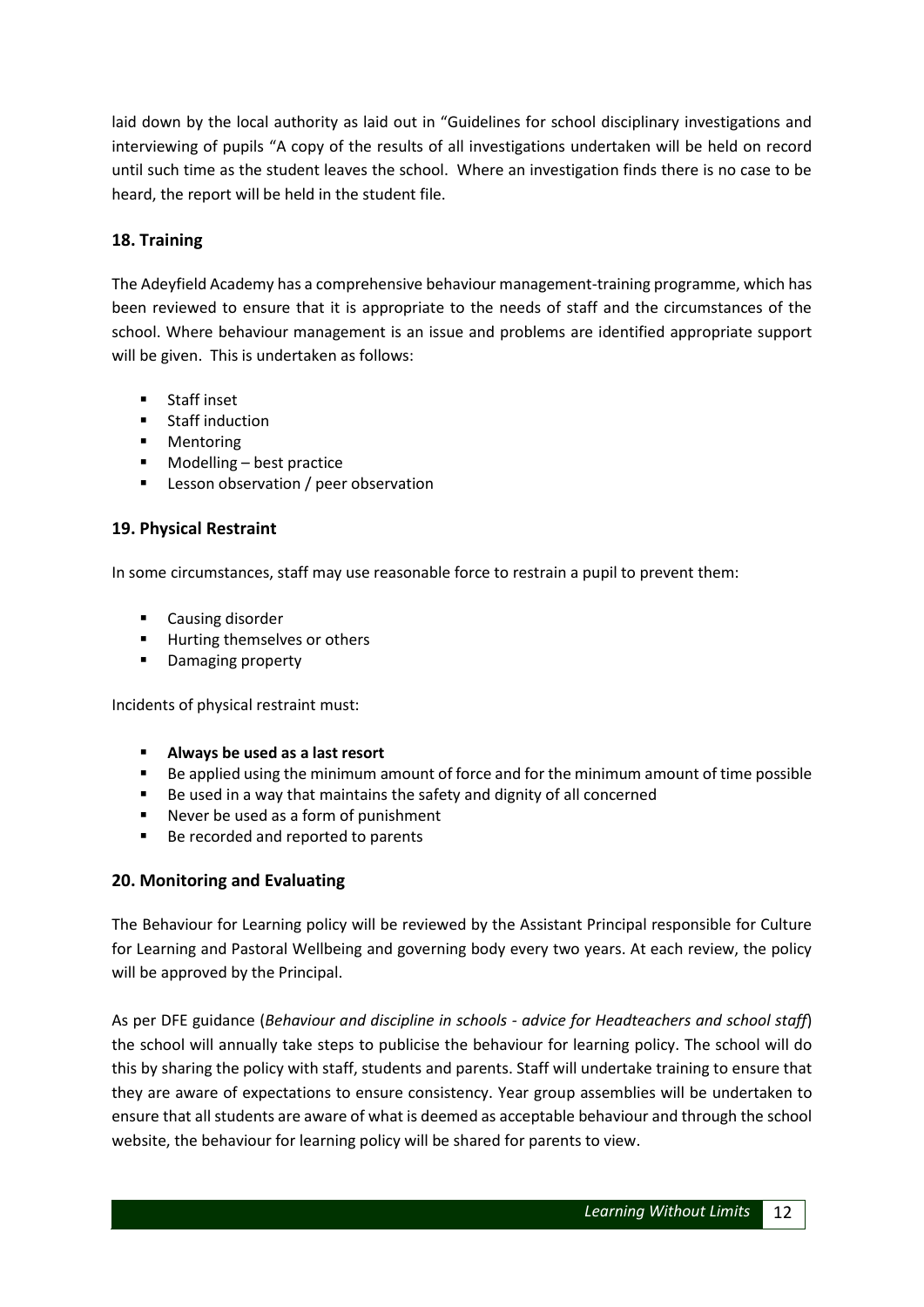laid down by the local authority as laid out in "Guidelines for school disciplinary investigations and interviewing of pupils "A copy of the results of all investigations undertaken will be held on record until such time as the student leaves the school. Where an investigation finds there is no case to be heard, the report will be held in the student file.

## 18. Training

The Adeyfield Academy has a comprehensive behaviour management-training programme, which has been reviewed to ensure that it is appropriate to the needs of staff and the circumstances of the school. Where behaviour management is an issue and problems are identified appropriate support will be given. This is undertaken as follows:

- Staff inset
- Staff induction
- Mentoring
- Modelling – best practice
- Lesson observation / peer observation

## 19. Physical Restraint

In some circumstances, staff may use reasonable force to restrain a pupil to prevent them:

- Causing disorder
- Hurting themselves or others
- Damaging property

Incidents of physical restraint must:

- **Always be used as a last resort**
- Be applied using the minimum amount of force and for the minimum amount of time possible
- Be used in a way that maintains the safety and dignity of all concerned
- Never be used as a form of punishment
- Be recorded and reported to parents

## 20. Monitoring and Evaluating

The Behaviour for Learning policy will be reviewed by the Assistant Principal responsible for Culture for Learning and Pastoral Wellbeing and governing body every two years. At each review, the policy will be approved by the Principal.

As per DFE guidance (*Behaviour and discipline in schools - advice for Headteachers and school staff*) the school will annually take steps to publicise the behaviour for learning policy. The school will do this by sharing the policy with staff, students and parents. Staff will undertake training to ensure that they are aware of expectations to ensure consistency. Year group assemblies will be undertaken to ensure that all students are aware of what is deemed as acceptable behaviour and through the school website, the behaviour for learning policy will be shared for parents to view.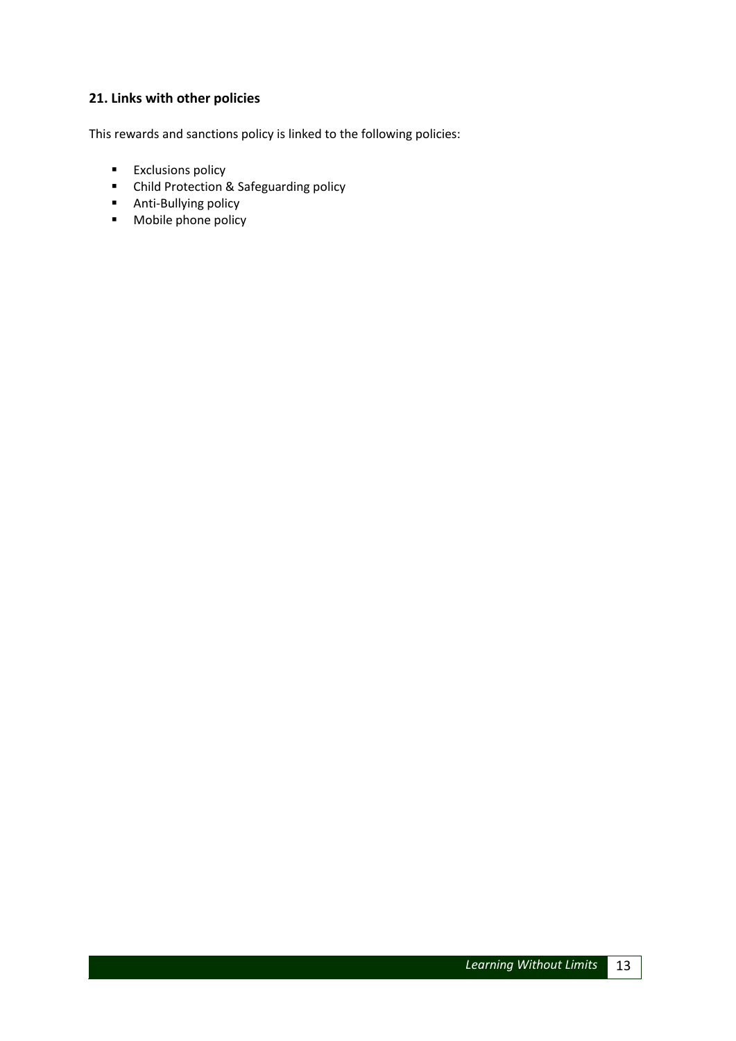## 21. Links with other policies

This rewards and sanctions policy is linked to the following policies:

- Exclusions policy
- Child Protection & Safeguarding policy
- Anti-Bullying policy
- Mobile phone policy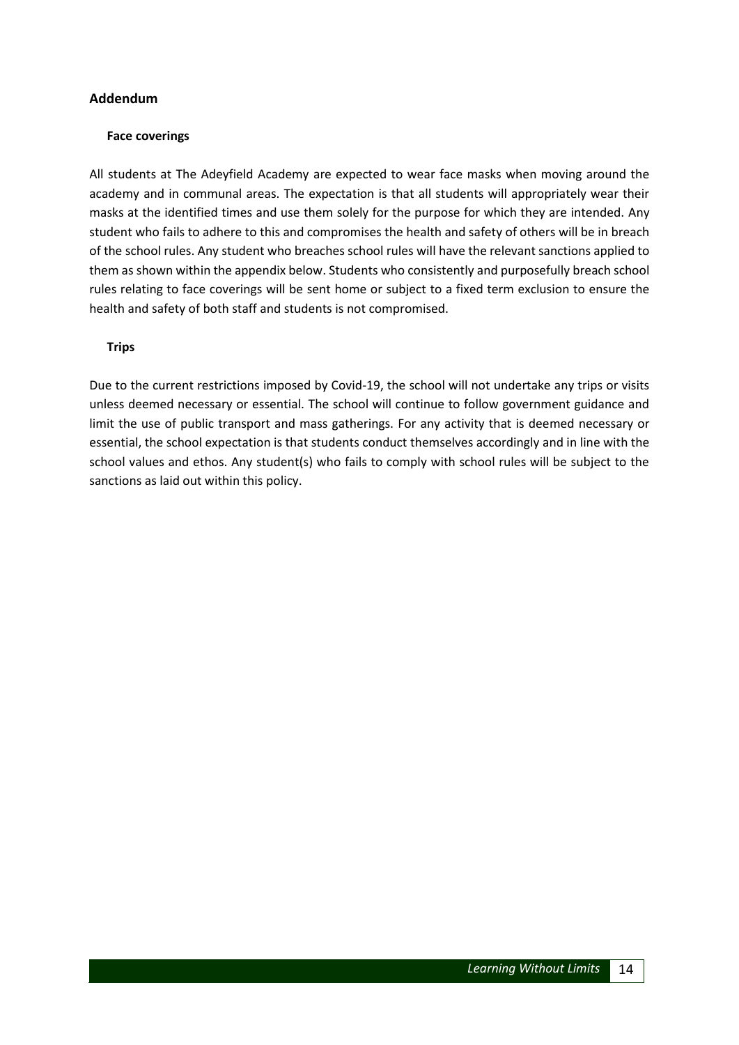## Addendum

### Face coverings

All students at The Adeyfield Academy are expected to wear face masks when moving around the academy and in communal areas. The expectation is that all students will appropriately wear their masks at the identified times and use them solely for the purpose for which they are intended. Any student who fails to adhere to this and compromises the health and safety of others will be in breach of the school rules. Any student who breaches school rules will have the relevant sanctions applied to them as shown within the appendix below. Students who consistently and purposefully breach school rules relating to face coverings will be sent home or subject to a fixed term exclusion to ensure the health and safety of both staff and students is not compromised.

### Trips

Due to the current restrictions imposed by Covid-19, the school will not undertake any trips or visits unless deemed necessary or essential. The school will continue to follow government guidance and limit the use of public transport and mass gatherings. For any activity that is deemed necessary or essential, the school expectation is that students conduct themselves accordingly and in line with the school values and ethos. Any student(s) who fails to comply with school rules will be subject to the sanctions as laid out within this policy.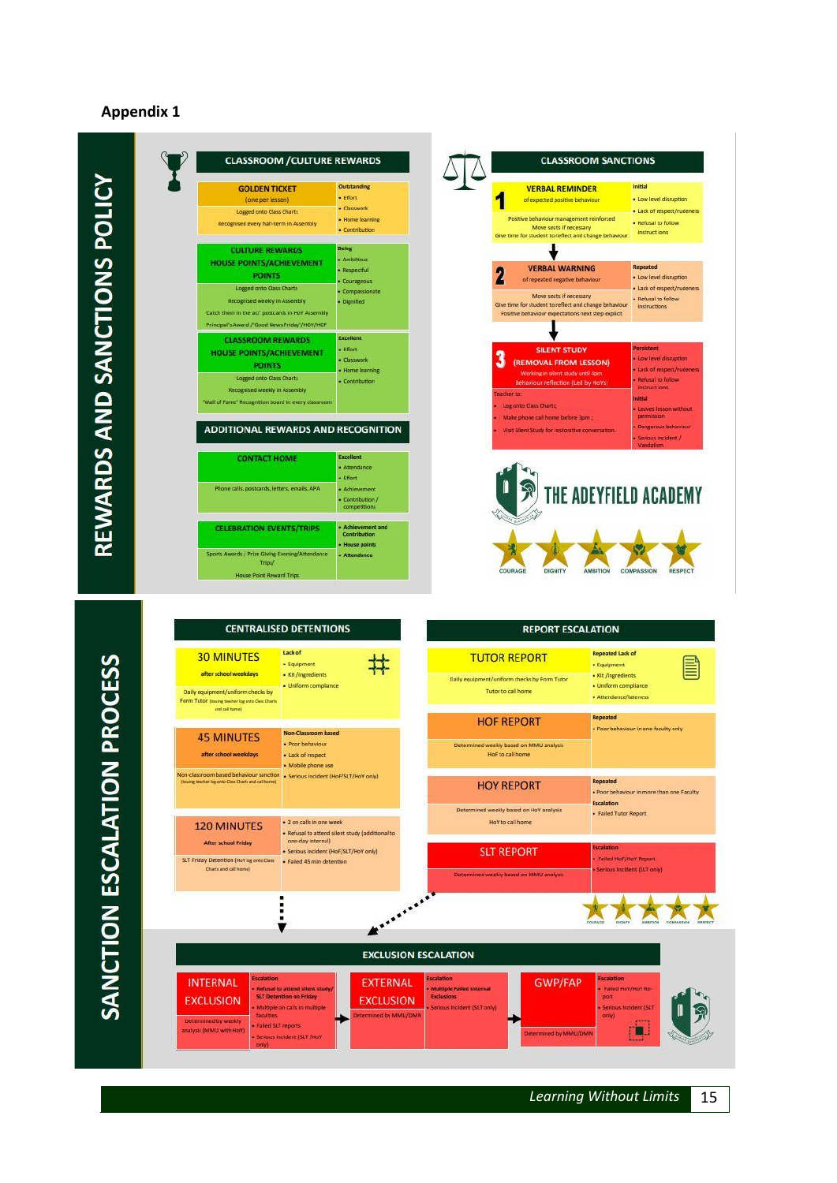## Appendix 1

# REWARDS AND SANCTIONS POLICY

### CLASSROOM /CULTURE REWARDS

| | |
|---|---|
| **GOLDEN TICKET** (one per lesson) Logged onto Class Charts. Recognised every half-term in Assembly | **Outstanding** • Effort • Classwork • Home learning • Contribution |
| **CULTURE REWARDS HOUSE POINTS/ACHIEVEMENT POINTS** Logged onto Class Charts. Recognised weekly in Assembly. 'Catch them in the act' postcards in HOY Assembly. Principal's Award /'Good News Friday'/HOY/HOF | **Being** • Ambitious • Respectful • Courageous • Compassionate • Dignified |
| **CLASSROOM REWARDS HOUSE POINTS/ACHIEVEMENT POINTS** Logged onto Class Charts. Recognised weekly in Assembly. "Wall of Fame" Recognition board in every classroom | **Excellent** • Effort • Classwork • Home learning • Contribution |

### ADDITIONAL REWARDS AND RECOGNITION

| | |
|---|---|
| **CONTACT HOME** Phone calls, postcards, letters, emails, APA | **Excellent** • Attendance • Effort • Achievement • Contribution / competitions |
| **CELEBRATION EVENTS/TRIPS** Sports Awards / Prize Giving Evening/Attendance Trip/ House Point Reward Trips | • Achievement and Contribution • House points • Attendance |

### CLASSROOM SANCTIONS

| | |
|---|---|
| **1 VERBAL REMINDER** of expected positive behaviour. Positive behaviour management reinforced. Move seats if necessary. Give time for student to reflect and change behaviour | **Initial** • Low level disruption • Lack of respect/rudeness • Refusal to follow instructions |
| **2 VERBAL WARNING** of repeated negative behaviour. Move seats if necessary. Give time for student to reflect and change behaviour. Positive behaviour expectations next step explicit | **Repeated** • Low level disruption • Lack of respect/rudeness • Refusal to follow instructions |
| **3 SILENT STUDY (REMOVAL FROM LESSON)** Working in silent study until 4pm. Behaviour reflection (Led by HoYs). Teacher to: • Log onto Class Charts; • Make phone call home before 3pm; • Visit Silent Study for restorative conversation. | **Persistent** • Low level disruption • Lack of respect/rudeness • Refusal to follow instructions. **Initial** • Leaves lesson without permission • Dangerous behaviour • Serious incident / Vandalism |

THE ADEYFIELD ACADEMY

COURAGE · DIGNITY · AMBITION · COMPASSION · RESPECT

# SANCTION ESCALATION PROCESS

### CENTRALISED DETENTIONS

| | |
|---|---|
| **30 MINUTES** after school weekdays. Daily equipment/uniform checks by Form Tutor (issuing teacher log onto Class Charts and call home) | **Lack of** • Equipment • Kit /ingredients • Uniform compliance |
| **45 MINUTES** after school weekdays. Non-classroom based behaviour sanction (issuing teacher log onto Class Charts and call home) | **Non-Classroom based** • Poor behaviour • Lack of respect • Mobile phone use • Serious incident (HoF/SLT/HoY only) |
| **120 MINUTES** After school Friday. SLT Friday Detention (HoY log onto Class Charts and call home) | • 2 on calls in one week • Refusal to attend silent study (additional to one-day internal) • Serious incident (HoF/SLT/HoY only) • Failed 45 min detention |

### REPORT ESCALATION

| | |
|---|---|
| **TUTOR REPORT** Daily equipment/uniform checks by Form Tutor. Tutor to call home | **Repeated Lack of** • Equipment • Kit /ingredients • Uniform compliance • Attendance/lateness |
| **HOF REPORT** Determined weekly based on MMU analysis. HoF to call home | **Repeated** • Poor behaviour in one faculty only |
| **HOY REPORT** Determined weekly based on HoY analysis. HoY to call home | **Repeated** • Poor behaviour in more than one Faculty. **Escalation** • Failed Tutor Report |
| **SLT REPORT** Determined weekly based on MMU analysis | **Escalation** • Failed HoF/HoY Report • Serious Incident (SLT only) |

### EXCLUSION ESCALATION

| | |
|---|---|
| **INTERNAL EXCLUSION** Determined by weekly analysis (MMU with HoY) | **Escalation** • Refusal to attend silent study/ SLT Detention on Friday • Multiple on calls in multiple faculties • Failed SLT reports • Serious Incident (SLT /HoY only) |
| **EXTERNAL EXCLUSION** Determined by MMU/DMN | **Escalation** • Multiple Failed Internal Exclusions • Serious Incident (SLT only) |
| **GWP/FAP** Determined by MMU/DMN | **Escalation** • Failed HoY/HoY Report • Serious Incident (SLT only) |

*Learning Without Limits*